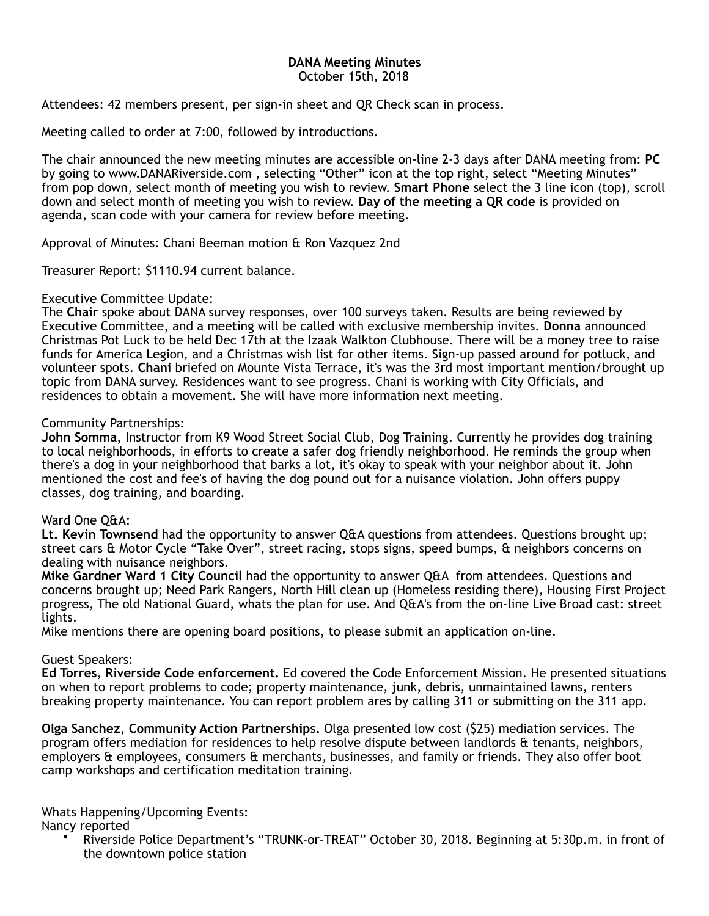**DANA Meeting Minutes**
October 15th, 2018

Attendees: 42 members present, per sign-in sheet and QR Check scan in process.

Meeting called to order at 7:00, followed by introductions.

The chair announced the new meeting minutes are accessible on-line 2-3 days after DANA meeting from: **PC** by going to www.DANARiverside.com , selecting "Other" icon at the top right, select "Meeting Minutes" from pop down, select month of meeting you wish to review. **Smart Phone** select the 3 line icon (top), scroll down and select month of meeting you wish to review. **Day of the meeting a QR code** is provided on agenda, scan code with your camera for review before meeting.

Approval of Minutes: Chani Beeman motion & Ron Vazquez 2nd

Treasurer Report: $1110.94 current balance.

Executive Committee Update:
The **Chair** spoke about DANA survey responses, over 100 surveys taken. Results are being reviewed by Executive Committee, and a meeting will be called with exclusive membership invites. **Donna** announced Christmas Pot Luck to be held Dec 17th at the Izaak Walkton Clubhouse. There will be a money tree to raise funds for America Legion, and a Christmas wish list for other items. Sign-up passed around for potluck, and volunteer spots. **Chani** briefed on Mounte Vista Terrace, it's was the 3rd most important mention/brought up topic from DANA survey. Residences want to see progress. Chani is working with City Officials, and residences to obtain a movement. She will have more information next meeting.

Community Partnerships:
**John Somma,** Instructor from K9 Wood Street Social Club, Dog Training. Currently he provides dog training to local neighborhoods, in efforts to create a safer dog friendly neighborhood. He reminds the group when there's a dog in your neighborhood that barks a lot, it's okay to speak with your neighbor about it. John mentioned the cost and fee's of having the dog pound out for a nuisance violation. John offers puppy classes, dog training, and boarding.

Ward One Q&A:
**Lt. Kevin Townsend** had the opportunity to answer Q&A questions from attendees. Questions brought up; street cars & Motor Cycle "Take Over", street racing, stops signs, speed bumps, & neighbors concerns on dealing with nuisance neighbors.
**Mike Gardner Ward 1 City Council** had the opportunity to answer Q&A from attendees. Questions and concerns brought up; Need Park Rangers, North Hill clean up (Homeless residing there), Housing First Project progress, The old National Guard, whats the plan for use. And Q&A's from the on-line Live Broad cast: street lights.
Mike mentions there are opening board positions, to please submit an application on-line.

Guest Speakers:
**Ed Torres**, **Riverside Code enforcement.** Ed covered the Code Enforcement Mission. He presented situations on when to report problems to code; property maintenance, junk, debris, unmaintained lawns, renters breaking property maintenance. You can report problem ares by calling 311 or submitting on the 311 app.

**Olga Sanchez**, **Community Action Partnerships.** Olga presented low cost ($25) mediation services. The program offers mediation for residences to help resolve dispute between landlords & tenants, neighbors, employers & employees, consumers & merchants, businesses, and family or friends. They also offer boot camp workshops and certification meditation training.

Whats Happening/Upcoming Events:
Nancy reported

- Riverside Police Department's "TRUNK-or-TREAT" October 30, 2018. Beginning at 5:30p.m. in front of the downtown police station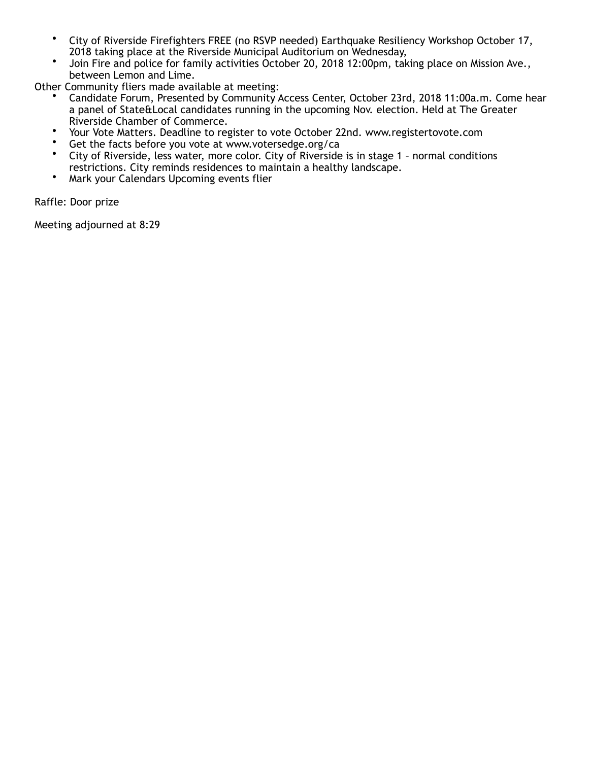- City of Riverside Firefighters FREE (no RSVP needed) Earthquake Resiliency Workshop October 17, 2018 taking place at the Riverside Municipal Auditorium on Wednesday,
- Join Fire and police for family activities October 20, 2018 12:00pm, taking place on Mission Ave., between Lemon and Lime.

Other Community fliers made available at meeting:

- Candidate Forum, Presented by Community Access Center, October 23rd, 2018 11:00a.m. Come hear a panel of State&Local candidates running in the upcoming Nov. election. Held at The Greater Riverside Chamber of Commerce.
- Your Vote Matters. Deadline to register to vote October 22nd. www.registertovote.com
- Get the facts before you vote at www.votersedge.org/ca
- City of Riverside, less water, more color. City of Riverside is in stage 1 – normal conditions restrictions. City reminds residences to maintain a healthy landscape.
- Mark your Calendars Upcoming events flier

Raffle: Door prize

Meeting adjourned at 8:29